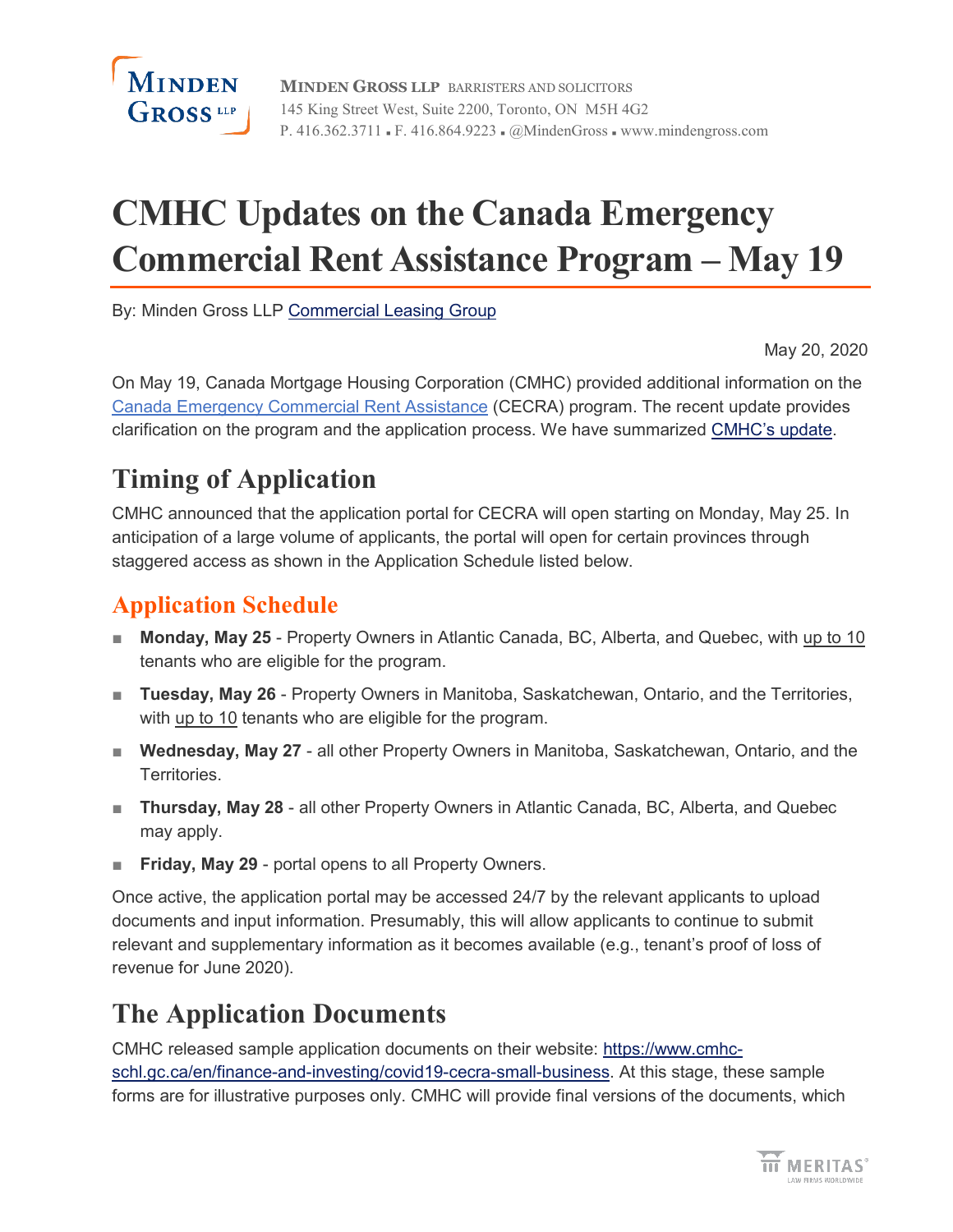MINDEN GROSS LLP BARRISTERS AND SOLICITORS
145 King Street West, Suite 2200, Toronto, ON M5H 4G2
P. 416.362.3711 ▪ F. 416.864.9223 ▪ @MindenGross ▪ www.mindengross.com

# CMHC Updates on the Canada Emergency Commercial Rent Assistance Program – May 19

By: Minden Gross LLP Commercial Leasing Group

May 20, 2020

On May 19, Canada Mortgage Housing Corporation (CMHC) provided additional information on the Canada Emergency Commercial Rent Assistance (CECRA) program. The recent update provides clarification on the program and the application process. We have summarized CMHC's update.

## Timing of Application

CMHC announced that the application portal for CECRA will open starting on Monday, May 25. In anticipation of a large volume of applicants, the portal will open for certain provinces through staggered access as shown in the Application Schedule listed below.

### Application Schedule

- **Monday, May 25** - Property Owners in Atlantic Canada, BC, Alberta, and Quebec, with up to 10 tenants who are eligible for the program.
- **Tuesday, May 26** - Property Owners in Manitoba, Saskatchewan, Ontario, and the Territories, with up to 10 tenants who are eligible for the program.
- **Wednesday, May 27** - all other Property Owners in Manitoba, Saskatchewan, Ontario, and the Territories.
- **Thursday, May 28** - all other Property Owners in Atlantic Canada, BC, Alberta, and Quebec may apply.
- **Friday, May 29** - portal opens to all Property Owners.

Once active, the application portal may be accessed 24/7 by the relevant applicants to upload documents and input information. Presumably, this will allow applicants to continue to submit relevant and supplementary information as it becomes available (e.g., tenant's proof of loss of revenue for June 2020).

## The Application Documents

CMHC released sample application documents on their website: https://www.cmhc-schl.gc.ca/en/finance-and-investing/covid19-cecra-small-business. At this stage, these sample forms are for illustrative purposes only. CMHC will provide final versions of the documents, which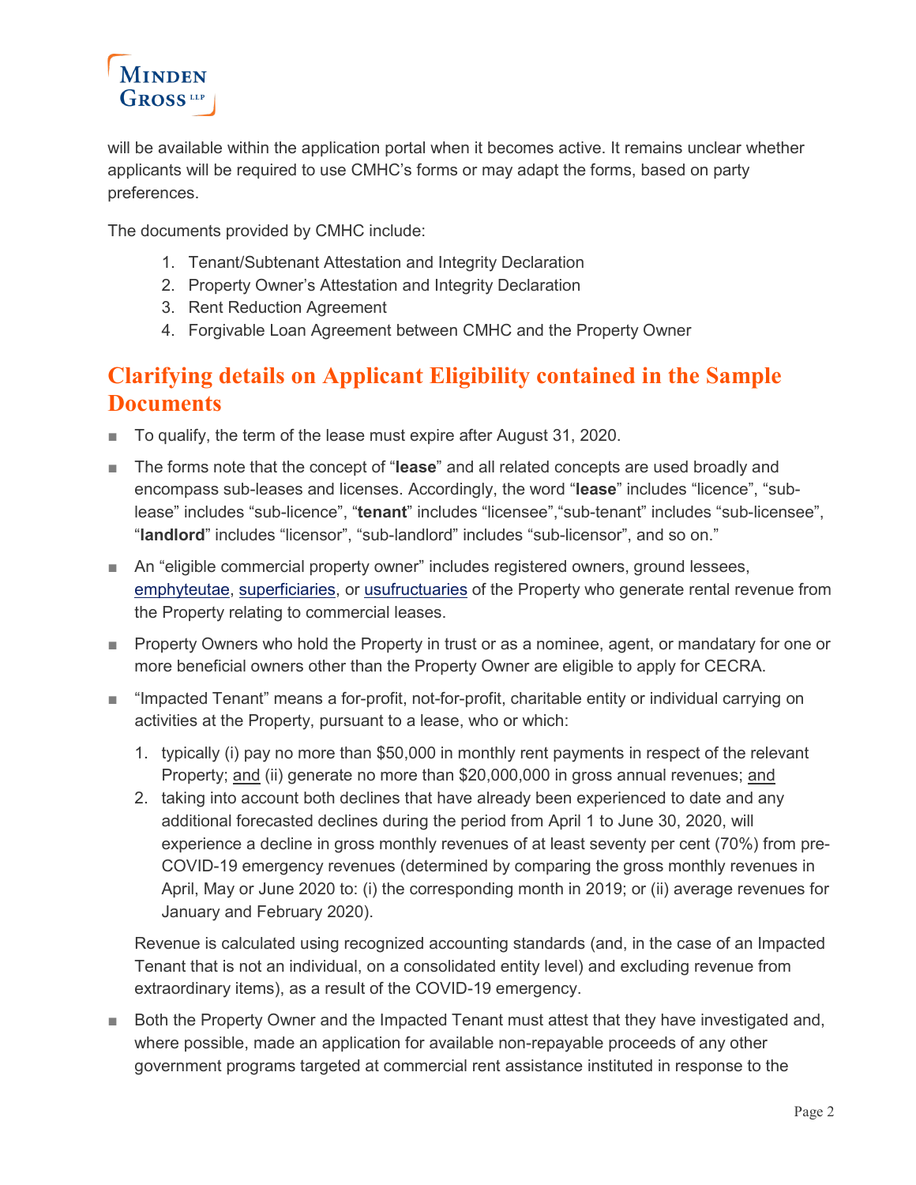will be available within the application portal when it becomes active. It remains unclear whether applicants will be required to use CMHC's forms or may adapt the forms, based on party preferences.

The documents provided by CMHC include:

1. Tenant/Subtenant Attestation and Integrity Declaration
2. Property Owner's Attestation and Integrity Declaration
3. Rent Reduction Agreement
4. Forgivable Loan Agreement between CMHC and the Property Owner

## Clarifying details on Applicant Eligibility contained in the Sample Documents

- To qualify, the term of the lease must expire after August 31, 2020.
- The forms note that the concept of "**lease**" and all related concepts are used broadly and encompass sub-leases and licenses. Accordingly, the word "**lease**" includes "licence", "sub-lease" includes "sub-licence", "**tenant**" includes "licensee","sub-tenant" includes "sub-licensee", "**landlord**" includes "licensor", "sub-landlord" includes "sub-licensor", and so on."
- An "eligible commercial property owner" includes registered owners, ground lessees, emphyteutae, superficiaries, or usufructuaries of the Property who generate rental revenue from the Property relating to commercial leases.
- Property Owners who hold the Property in trust or as a nominee, agent, or mandatary for one or more beneficial owners other than the Property Owner are eligible to apply for CECRA.
- "Impacted Tenant" means a for-profit, not-for-profit, charitable entity or individual carrying on activities at the Property, pursuant to a lease, who or which:
  1. typically (i) pay no more than $50,000 in monthly rent payments in respect of the relevant Property; and (ii) generate no more than $20,000,000 in gross annual revenues; and
  2. taking into account both declines that have already been experienced to date and any additional forecasted declines during the period from April 1 to June 30, 2020, will experience a decline in gross monthly revenues of at least seventy per cent (70%) from pre-COVID-19 emergency revenues (determined by comparing the gross monthly revenues in April, May or June 2020 to: (i) the corresponding month in 2019; or (ii) average revenues for January and February 2020).

  Revenue is calculated using recognized accounting standards (and, in the case of an Impacted Tenant that is not an individual, on a consolidated entity level) and excluding revenue from extraordinary items), as a result of the COVID-19 emergency.
- Both the Property Owner and the Impacted Tenant must attest that they have investigated and, where possible, made an application for available non-repayable proceeds of any other government programs targeted at commercial rent assistance instituted in response to the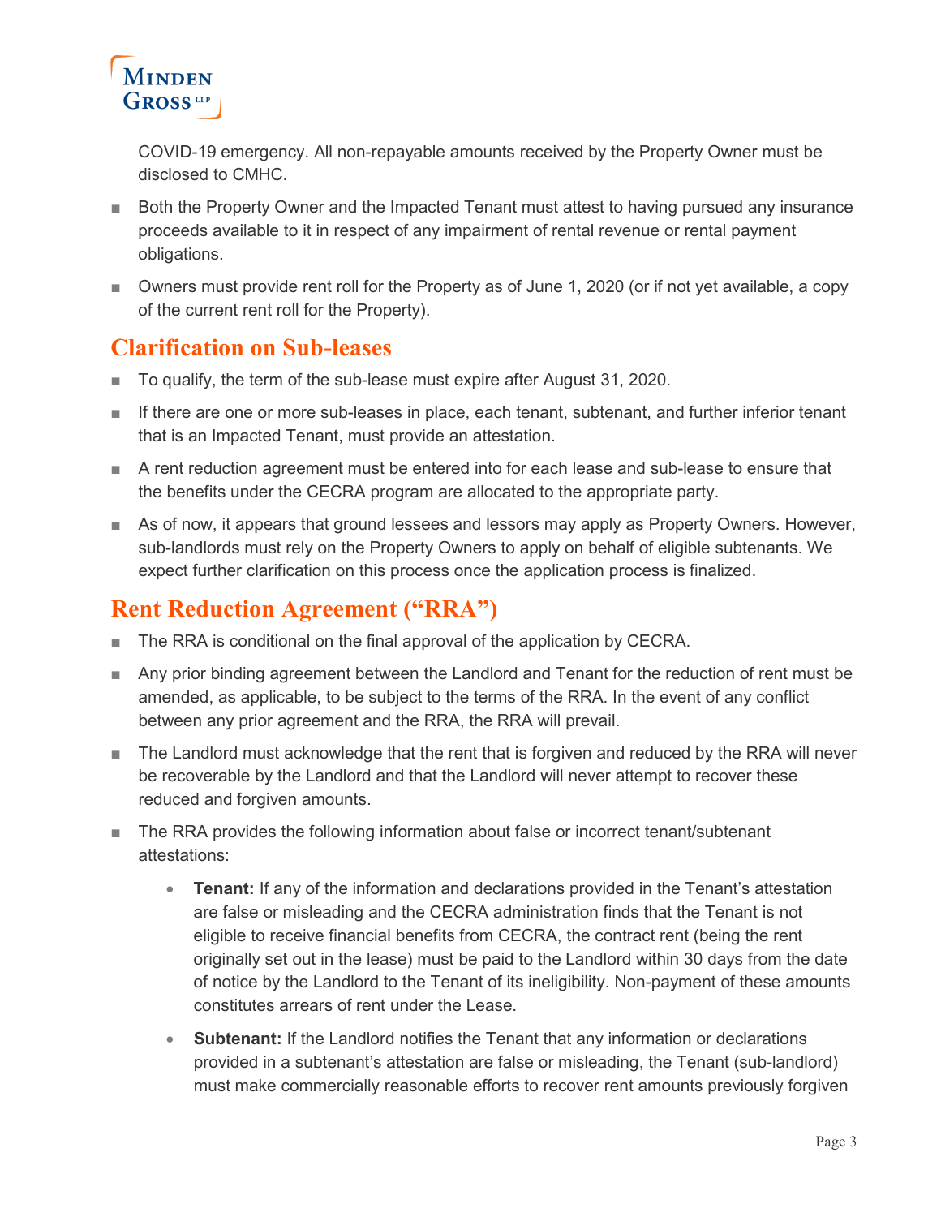COVID-19 emergency. All non-repayable amounts received by the Property Owner must be disclosed to CMHC.

- Both the Property Owner and the Impacted Tenant must attest to having pursued any insurance proceeds available to it in respect of any impairment of rental revenue or rental payment obligations.
- Owners must provide rent roll for the Property as of June 1, 2020 (or if not yet available, a copy of the current rent roll for the Property).

## Clarification on Sub-leases

- To qualify, the term of the sub-lease must expire after August 31, 2020.
- If there are one or more sub-leases in place, each tenant, subtenant, and further inferior tenant that is an Impacted Tenant, must provide an attestation.
- A rent reduction agreement must be entered into for each lease and sub-lease to ensure that the benefits under the CECRA program are allocated to the appropriate party.
- As of now, it appears that ground lessees and lessors may apply as Property Owners. However, sub-landlords must rely on the Property Owners to apply on behalf of eligible subtenants. We expect further clarification on this process once the application process is finalized.

## Rent Reduction Agreement ("RRA")

- The RRA is conditional on the final approval of the application by CECRA.
- Any prior binding agreement between the Landlord and Tenant for the reduction of rent must be amended, as applicable, to be subject to the terms of the RRA. In the event of any conflict between any prior agreement and the RRA, the RRA will prevail.
- The Landlord must acknowledge that the rent that is forgiven and reduced by the RRA will never be recoverable by the Landlord and that the Landlord will never attempt to recover these reduced and forgiven amounts.
- The RRA provides the following information about false or incorrect tenant/subtenant attestations:
  - **Tenant:** If any of the information and declarations provided in the Tenant's attestation are false or misleading and the CECRA administration finds that the Tenant is not eligible to receive financial benefits from CECRA, the contract rent (being the rent originally set out in the lease) must be paid to the Landlord within 30 days from the date of notice by the Landlord to the Tenant of its ineligibility. Non-payment of these amounts constitutes arrears of rent under the Lease.
  - **Subtenant:** If the Landlord notifies the Tenant that any information or declarations provided in a subtenant's attestation are false or misleading, the Tenant (sub-landlord) must make commercially reasonable efforts to recover rent amounts previously forgiven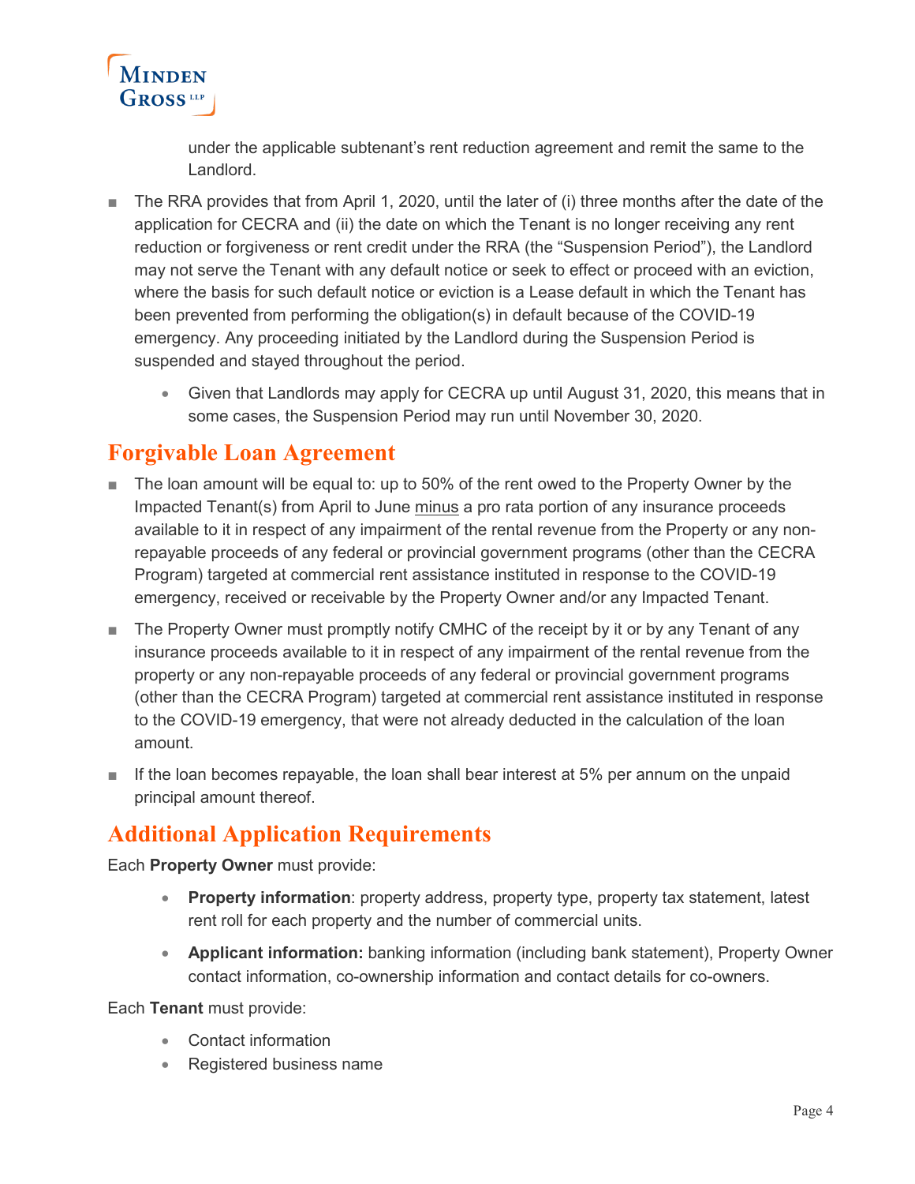under the applicable subtenant's rent reduction agreement and remit the same to the Landlord.

- The RRA provides that from April 1, 2020, until the later of (i) three months after the date of the application for CECRA and (ii) the date on which the Tenant is no longer receiving any rent reduction or forgiveness or rent credit under the RRA (the "Suspension Period"), the Landlord may not serve the Tenant with any default notice or seek to effect or proceed with an eviction, where the basis for such default notice or eviction is a Lease default in which the Tenant has been prevented from performing the obligation(s) in default because of the COVID-19 emergency. Any proceeding initiated by the Landlord during the Suspension Period is suspended and stayed throughout the period.
    - Given that Landlords may apply for CECRA up until August 31, 2020, this means that in some cases, the Suspension Period may run until November 30, 2020.

## Forgivable Loan Agreement

- The loan amount will be equal to: up to 50% of the rent owed to the Property Owner by the Impacted Tenant(s) from April to June minus a pro rata portion of any insurance proceeds available to it in respect of any impairment of the rental revenue from the Property or any non-repayable proceeds of any federal or provincial government programs (other than the CECRA Program) targeted at commercial rent assistance instituted in response to the COVID-19 emergency, received or receivable by the Property Owner and/or any Impacted Tenant.
- The Property Owner must promptly notify CMHC of the receipt by it or by any Tenant of any insurance proceeds available to it in respect of any impairment of the rental revenue from the property or any non-repayable proceeds of any federal or provincial government programs (other than the CECRA Program) targeted at commercial rent assistance instituted in response to the COVID-19 emergency, that were not already deducted in the calculation of the loan amount.
- If the loan becomes repayable, the loan shall bear interest at 5% per annum on the unpaid principal amount thereof.

## Additional Application Requirements

Each **Property Owner** must provide:

- **Property information**: property address, property type, property tax statement, latest rent roll for each property and the number of commercial units.
- **Applicant information:** banking information (including bank statement), Property Owner contact information, co-ownership information and contact details for co-owners.

Each **Tenant** must provide:

- Contact information
- Registered business name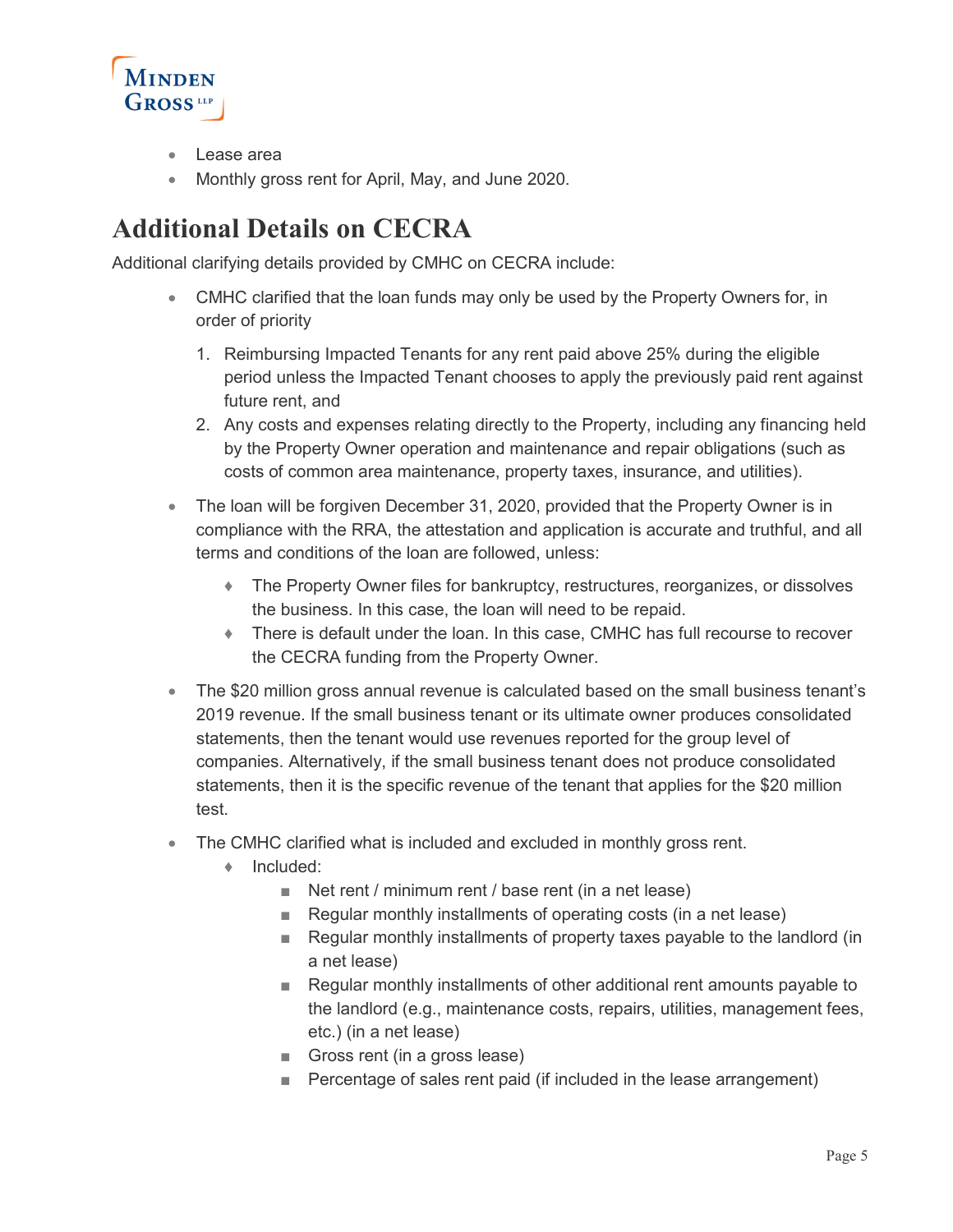- Lease area
- Monthly gross rent for April, May, and June 2020.

# Additional Details on CECRA

Additional clarifying details provided by CMHC on CECRA include:

- CMHC clarified that the loan funds may only be used by the Property Owners for, in order of priority
  1. Reimbursing Impacted Tenants for any rent paid above 25% during the eligible period unless the Impacted Tenant chooses to apply the previously paid rent against future rent, and
  2. Any costs and expenses relating directly to the Property, including any financing held by the Property Owner operation and maintenance and repair obligations (such as costs of common area maintenance, property taxes, insurance, and utilities).
- The loan will be forgiven December 31, 2020, provided that the Property Owner is in compliance with the RRA, the attestation and application is accurate and truthful, and all terms and conditions of the loan are followed, unless:
  - The Property Owner files for bankruptcy, restructures, reorganizes, or dissolves the business. In this case, the loan will need to be repaid.
  - There is default under the loan. In this case, CMHC has full recourse to recover the CECRA funding from the Property Owner.
- The $20 million gross annual revenue is calculated based on the small business tenant's 2019 revenue. If the small business tenant or its ultimate owner produces consolidated statements, then the tenant would use revenues reported for the group level of companies. Alternatively, if the small business tenant does not produce consolidated statements, then it is the specific revenue of the tenant that applies for the $20 million test.
- The CMHC clarified what is included and excluded in monthly gross rent.
  - Included:
    - Net rent / minimum rent / base rent (in a net lease)
    - Regular monthly installments of operating costs (in a net lease)
    - Regular monthly installments of property taxes payable to the landlord (in a net lease)
    - Regular monthly installments of other additional rent amounts payable to the landlord (e.g., maintenance costs, repairs, utilities, management fees, etc.) (in a net lease)
    - Gross rent (in a gross lease)
    - Percentage of sales rent paid (if included in the lease arrangement)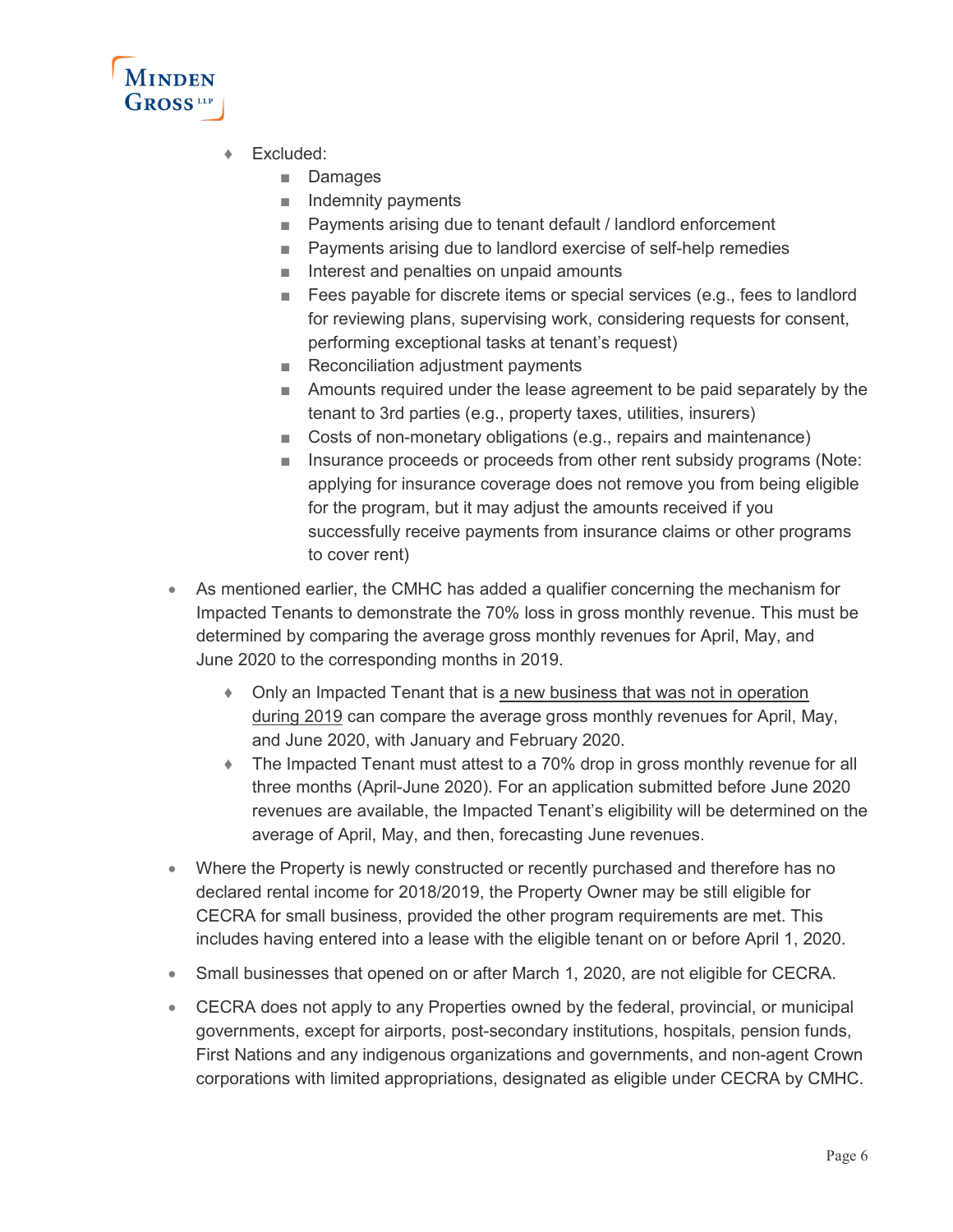- Excluded:
  - Damages
  - Indemnity payments
  - Payments arising due to tenant default / landlord enforcement
  - Payments arising due to landlord exercise of self-help remedies
  - Interest and penalties on unpaid amounts
  - Fees payable for discrete items or special services (e.g., fees to landlord for reviewing plans, supervising work, considering requests for consent, performing exceptional tasks at tenant's request)
  - Reconciliation adjustment payments
  - Amounts required under the lease agreement to be paid separately by the tenant to 3rd parties (e.g., property taxes, utilities, insurers)
  - Costs of non-monetary obligations (e.g., repairs and maintenance)
  - Insurance proceeds or proceeds from other rent subsidy programs (Note: applying for insurance coverage does not remove you from being eligible for the program, but it may adjust the amounts received if you successfully receive payments from insurance claims or other programs to cover rent)

- As mentioned earlier, the CMHC has added a qualifier concerning the mechanism for Impacted Tenants to demonstrate the 70% loss in gross monthly revenue. This must be determined by comparing the average gross monthly revenues for April, May, and June 2020 to the corresponding months in 2019.
  - Only an Impacted Tenant that is <u>a new business that was not in operation during 2019</u> can compare the average gross monthly revenues for April, May, and June 2020, with January and February 2020.
  - The Impacted Tenant must attest to a 70% drop in gross monthly revenue for all three months (April-June 2020). For an application submitted before June 2020 revenues are available, the Impacted Tenant's eligibility will be determined on the average of April, May, and then, forecasting June revenues.

- Where the Property is newly constructed or recently purchased and therefore has no declared rental income for 2018/2019, the Property Owner may be still eligible for CECRA for small business, provided the other program requirements are met. This includes having entered into a lease with the eligible tenant on or before April 1, 2020.

- Small businesses that opened on or after March 1, 2020, are not eligible for CECRA.

- CECRA does not apply to any Properties owned by the federal, provincial, or municipal governments, except for airports, post-secondary institutions, hospitals, pension funds, First Nations and any indigenous organizations and governments, and non-agent Crown corporations with limited appropriations, designated as eligible under CECRA by CMHC.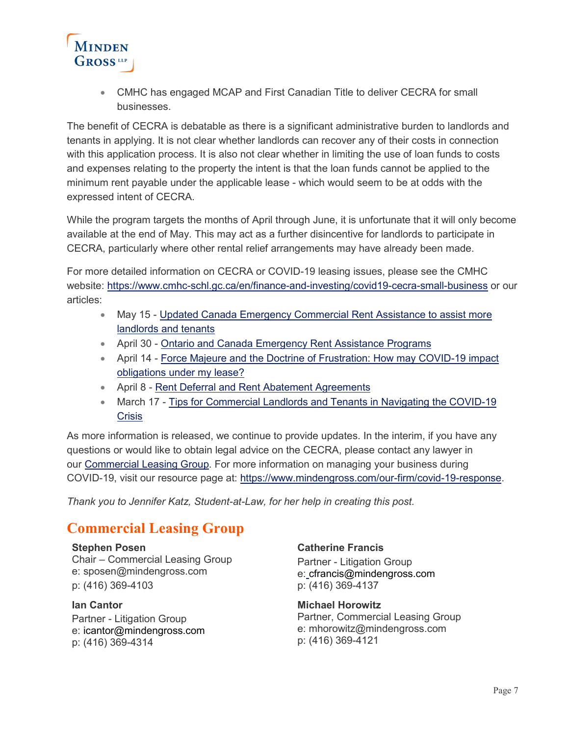- CMHC has engaged MCAP and First Canadian Title to deliver CECRA for small businesses.

The benefit of CECRA is debatable as there is a significant administrative burden to landlords and tenants in applying. It is not clear whether landlords can recover any of their costs in connection with this application process. It is also not clear whether in limiting the use of loan funds to costs and expenses relating to the property the intent is that the loan funds cannot be applied to the minimum rent payable under the applicable lease - which would seem to be at odds with the expressed intent of CECRA.

While the program targets the months of April through June, it is unfortunate that it will only become available at the end of May. This may act as a further disincentive for landlords to participate in CECRA, particularly where other rental relief arrangements may have already been made.

For more detailed information on CECRA or COVID-19 leasing issues, please see the CMHC website: https://www.cmhc-schl.gc.ca/en/finance-and-investing/covid19-cecra-small-business or our articles:

- May 15 - Updated Canada Emergency Commercial Rent Assistance to assist more landlords and tenants
- April 30 - Ontario and Canada Emergency Rent Assistance Programs
- April 14 - Force Majeure and the Doctrine of Frustration: How may COVID-19 impact obligations under my lease?
- April 8 - Rent Deferral and Rent Abatement Agreements
- March 17 - Tips for Commercial Landlords and Tenants in Navigating the COVID-19 Crisis

As more information is released, we continue to provide updates. In the interim, if you have any questions or would like to obtain legal advice on the CECRA, please contact any lawyer in our Commercial Leasing Group. For more information on managing your business during COVID-19, visit our resource page at: https://www.mindengross.com/our-firm/covid-19-response.

*Thank you to Jennifer Katz, Student-at-Law, for her help in creating this post.*

## Commercial Leasing Group

**Stephen Posen**
Chair – Commercial Leasing Group
e: sposen@mindengross.com
p: (416) 369-4103

**Ian Cantor**
Partner - Litigation Group
e: icantor@mindengross.com
p: (416) 369-4314

**Catherine Francis**
Partner - Litigation Group
e: cfrancis@mindengross.com
p: (416) 369-4137

**Michael Horowitz**
Partner, Commercial Leasing Group
e: mhorowitz@mindengross.com
p: (416) 369-4121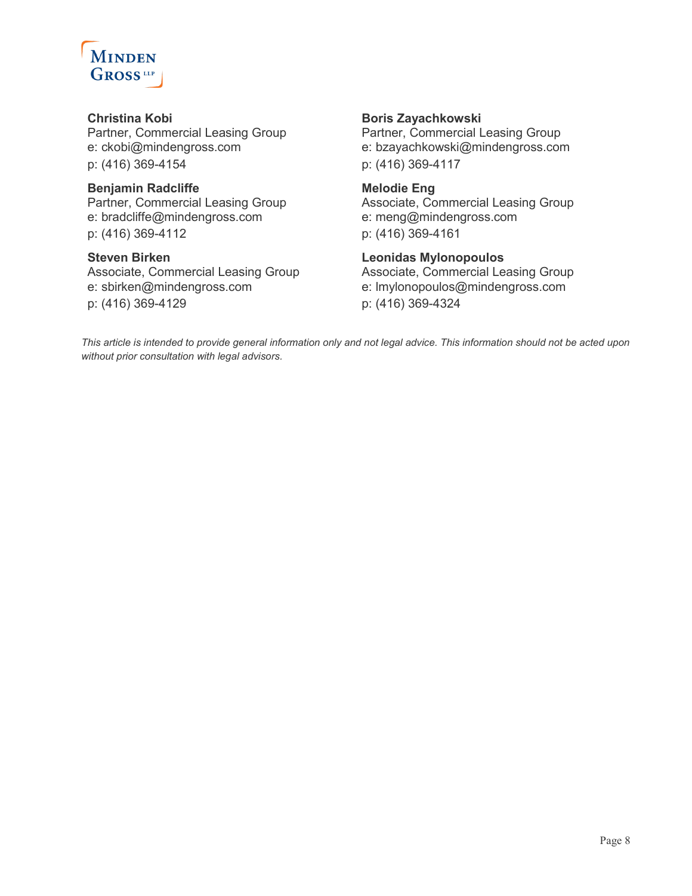**Christina Kobi**
Partner, Commercial Leasing Group
e: ckobi@mindengross.com
p: (416) 369-4154

**Benjamin Radcliffe**
Partner, Commercial Leasing Group
e: bradcliffe@mindengross.com
p: (416) 369-4112

**Steven Birken**
Associate, Commercial Leasing Group
e: sbirken@mindengross.com
p: (416) 369-4129

**Boris Zayachkowski**
Partner, Commercial Leasing Group
e: bzayachkowski@mindengross.com
p: (416) 369-4117

**Melodie Eng**
Associate, Commercial Leasing Group
e: meng@mindengross.com
p: (416) 369-4161

**Leonidas Mylonopoulos**
Associate, Commercial Leasing Group
e: lmylonopoulos@mindengross.com
p: (416) 369-4324

*This article is intended to provide general information only and not legal advice. This information should not be acted upon without prior consultation with legal advisors.*